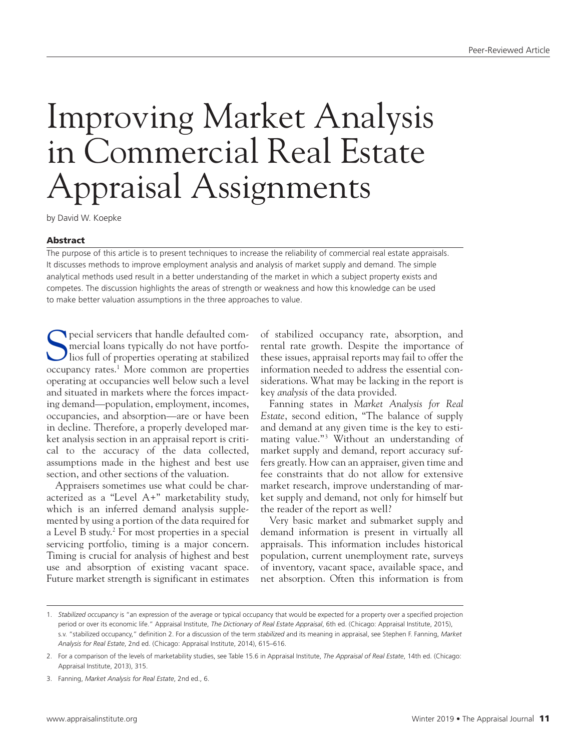# Improving Market Analysis in Commercial Real Estate Appraisal Assignments

by David W. Koepke

### Abstract

The purpose of this article is to present techniques to increase the reliability of commercial real estate appraisals. It discusses methods to improve employment analysis and analysis of market supply and demand. The simple analytical methods used result in a better understanding of the market in which a subject property exists and competes. The discussion highlights the areas of strength or weakness and how this knowledge can be used to make better valuation assumptions in the three approaches to value.

Special servicers that handle defaulted commercial loans typically do not have portfolios full of properties operating at stabilized occupancy rates.[1] More common are properties operating at occupancies well below such a level and situated in markets where the forces impacting demand—population, employment, incomes, occupancies, and absorption—are or have been in decline. Therefore, a properly developed market analysis section in an appraisal report is critical to the accuracy of the data collected, assumptions made in the highest and best use section, and other sections of the valuation.

Appraisers sometimes use what could be characterized as a "Level A+" marketability study, which is an inferred demand analysis supplemented by using a portion of the data required for a Level B study.[2] For most properties in a special servicing portfolio, timing is a major concern. Timing is crucial for analysis of highest and best use and absorption of existing vacant space. Future market strength is significant in estimates of stabilized occupancy rate, absorption, and rental rate growth. Despite the importance of these issues, appraisal reports may fail to offer the information needed to address the essential considerations. What may be lacking in the report is key *analysis* of the data provided.

Fanning states in *Market Analysis for Real Estate*, second edition, "The balance of supply and demand at any given time is the key to estimating value."[3] Without an understanding of market supply and demand, report accuracy suffers greatly. How can an appraiser, given time and fee constraints that do not allow for extensive market research, improve understanding of market supply and demand, not only for himself but the reader of the report as well?

Very basic market and submarket supply and demand information is present in virtually all appraisals. This information includes historical population, current unemployment rate, surveys of inventory, vacant space, available space, and net absorption. Often this information is from

---

1. *Stabilized occupancy* is "an expression of the average or typical occupancy that would be expected for a property over a specified projection period or over its economic life." Appraisal Institute, *The Dictionary of Real Estate Appraisal*, 6th ed. (Chicago: Appraisal Institute, 2015), s.v. "stabilized occupancy," definition 2. For a discussion of the term *stabilized* and its meaning in appraisal, see Stephen F. Fanning, *Market Analysis for Real Estate*, 2nd ed. (Chicago: Appraisal Institute, 2014), 615–616.
2. For a comparison of the levels of marketability studies, see Table 15.6 in Appraisal Institute, *The Appraisal of Real Estate*, 14th ed. (Chicago: Appraisal Institute, 2013), 315.
3. Fanning, *Market Analysis for Real Estate*, 2nd ed., 6.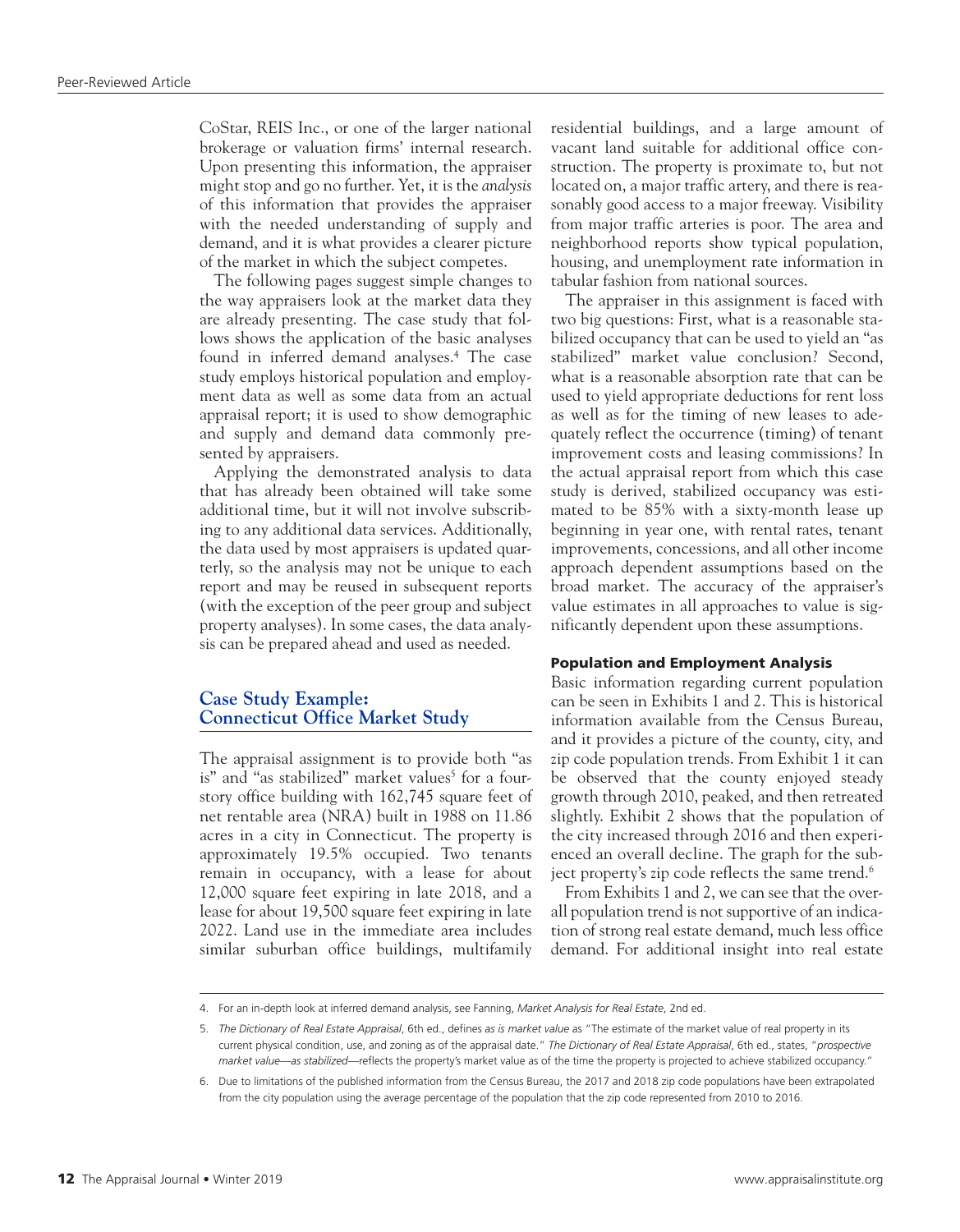CoStar, REIS Inc., or one of the larger national brokerage or valuation firms' internal research. Upon presenting this information, the appraiser might stop and go no further. Yet, it is the *analysis* of this information that provides the appraiser with the needed understanding of supply and demand, and it is what provides a clearer picture of the market in which the subject competes.

The following pages suggest simple changes to the way appraisers look at the market data they are already presenting. The case study that follows shows the application of the basic analyses found in inferred demand analyses.[4] The case study employs historical population and employment data as well as some data from an actual appraisal report; it is used to show demographic and supply and demand data commonly presented by appraisers.

Applying the demonstrated analysis to data that has already been obtained will take some additional time, but it will not involve subscribing to any additional data services. Additionally, the data used by most appraisers is updated quarterly, so the analysis may not be unique to each report and may be reused in subsequent reports (with the exception of the peer group and subject property analyses). In some cases, the data analysis can be prepared ahead and used as needed.

## Case Study Example: Connecticut Office Market Study

The appraisal assignment is to provide both "as is" and "as stabilized" market values[5] for a four-story office building with 162,745 square feet of net rentable area (NRA) built in 1988 on 11.86 acres in a city in Connecticut. The property is approximately 19.5% occupied. Two tenants remain in occupancy, with a lease for about 12,000 square feet expiring in late 2018, and a lease for about 19,500 square feet expiring in late 2022. Land use in the immediate area includes similar suburban office buildings, multifamily residential buildings, and a large amount of vacant land suitable for additional office construction. The property is proximate to, but not located on, a major traffic artery, and there is reasonably good access to a major freeway. Visibility from major traffic arteries is poor. The area and neighborhood reports show typical population, housing, and unemployment rate information in tabular fashion from national sources.

The appraiser in this assignment is faced with two big questions: First, what is a reasonable stabilized occupancy that can be used to yield an "as stabilized" market value conclusion? Second, what is a reasonable absorption rate that can be used to yield appropriate deductions for rent loss as well as for the timing of new leases to adequately reflect the occurrence (timing) of tenant improvement costs and leasing commissions? In the actual appraisal report from which this case study is derived, stabilized occupancy was estimated to be 85% with a sixty-month lease up beginning in year one, with rental rates, tenant improvements, concessions, and all other income approach dependent assumptions based on the broad market. The accuracy of the appraiser's value estimates in all approaches to value is significantly dependent upon these assumptions.

### Population and Employment Analysis

Basic information regarding current population can be seen in Exhibits 1 and 2. This is historical information available from the Census Bureau, and it provides a picture of the county, city, and zip code population trends. From Exhibit 1 it can be observed that the county enjoyed steady growth through 2010, peaked, and then retreated slightly. Exhibit 2 shows that the population of the city increased through 2016 and then experienced an overall decline. The graph for the subject property's zip code reflects the same trend.[6]

From Exhibits 1 and 2, we can see that the overall population trend is not supportive of an indication of strong real estate demand, much less office demand. For additional insight into real estate

---

4. For an in-depth look at inferred demand analysis, see Fanning, *Market Analysis for Real Estate*, 2nd ed.

5. *The Dictionary of Real Estate Appraisal*, 6th ed., defines *as is market value* as "The estimate of the market value of real property in its current physical condition, use, and zoning as of the appraisal date." *The Dictionary of Real Estate Appraisal*, 6th ed., states, "*prospective market value—as stabilized*—reflects the property's market value as of the time the property is projected to achieve stabilized occupancy."

6. Due to limitations of the published information from the Census Bureau, the 2017 and 2018 zip code populations have been extrapolated from the city population using the average percentage of the population that the zip code represented from 2010 to 2016.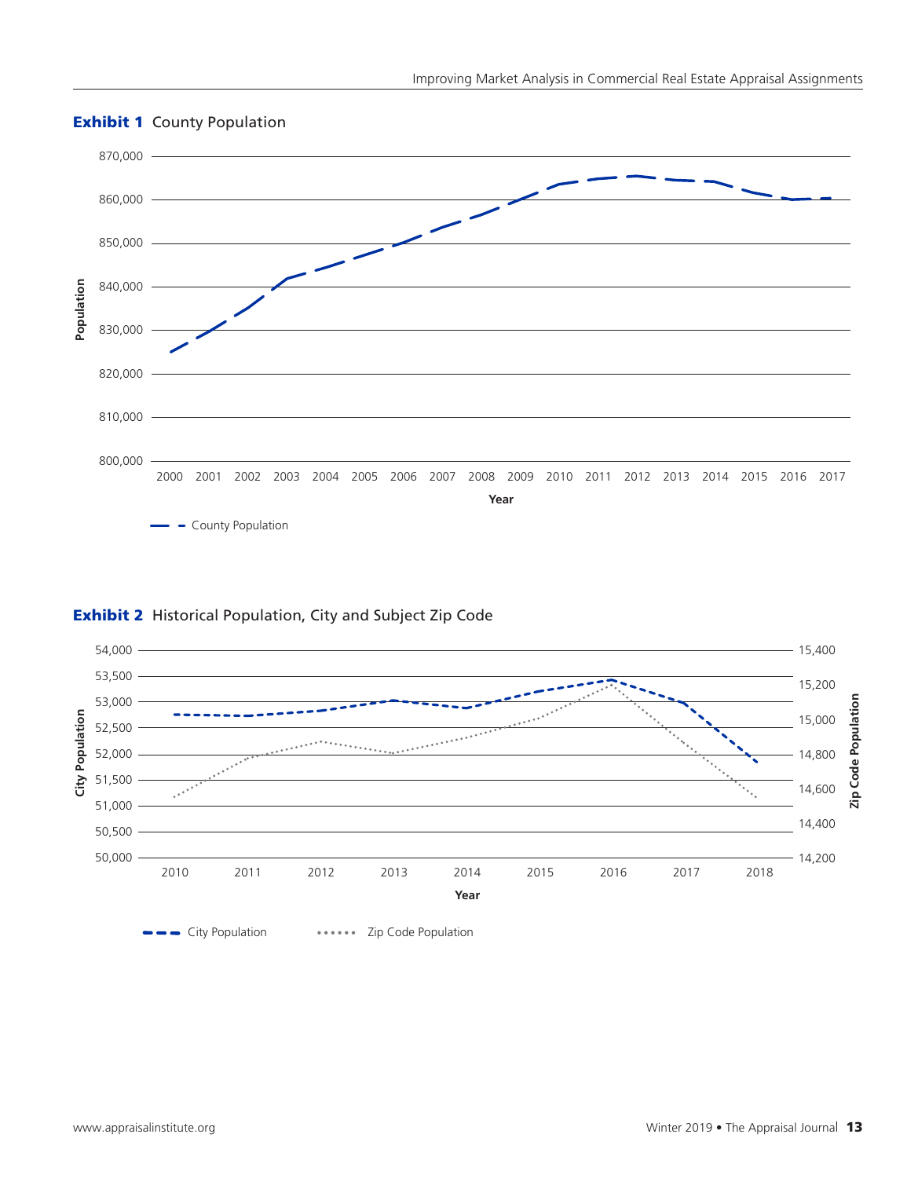**Exhibit 1** County Population

**Exhibit 2** Historical Population, City and Subject Zip Code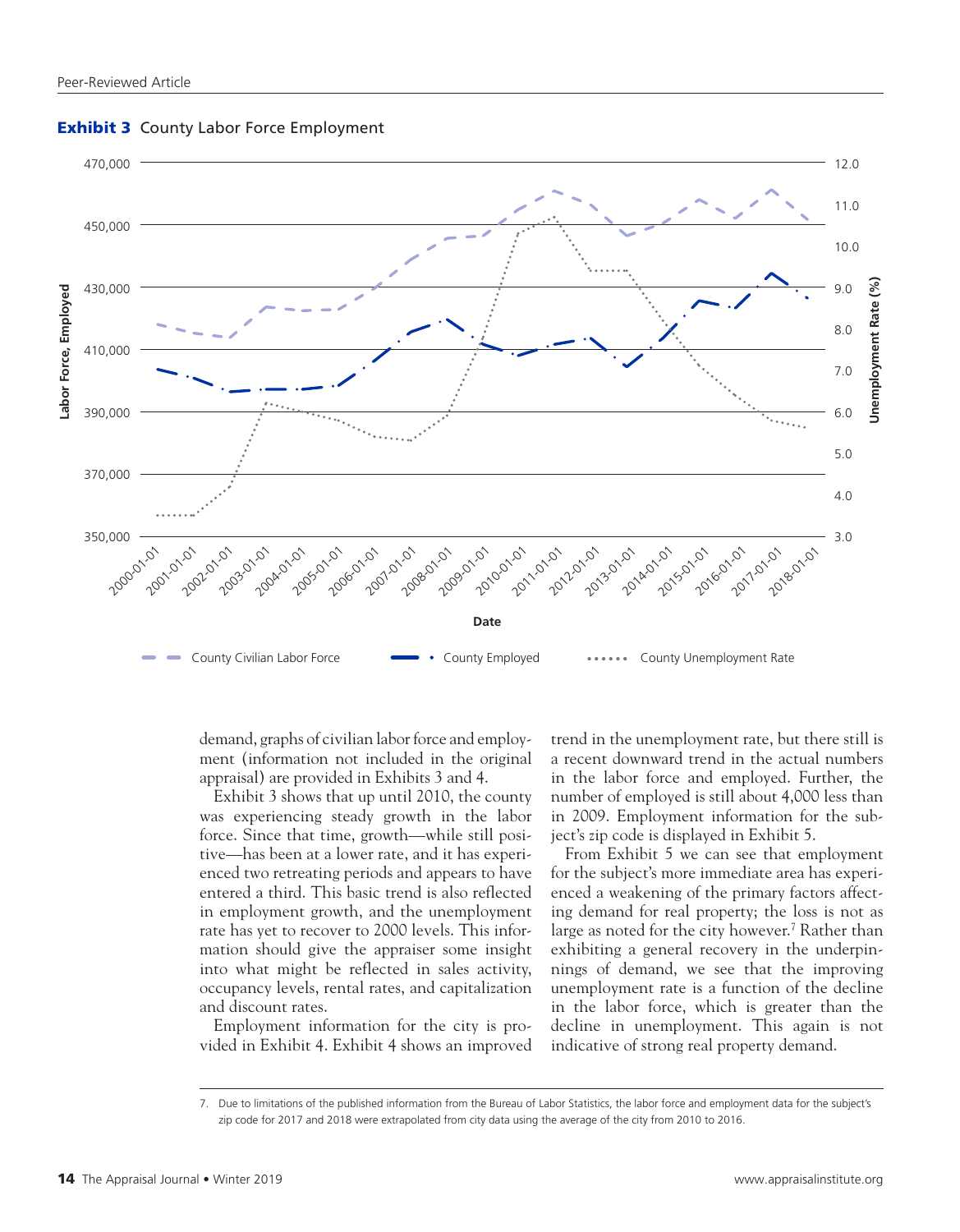**Exhibit 3** County Labor Force Employment

demand, graphs of civilian labor force and employment (information not included in the original appraisal) are provided in Exhibits 3 and 4.

Exhibit 3 shows that up until 2010, the county was experiencing steady growth in the labor force. Since that time, growth—while still positive—has been at a lower rate, and it has experienced two retreating periods and appears to have entered a third. This basic trend is also reflected in employment growth, and the unemployment rate has yet to recover to 2000 levels. This information should give the appraiser some insight into what might be reflected in sales activity, occupancy levels, rental rates, and capitalization and discount rates.

Employment information for the city is provided in Exhibit 4. Exhibit 4 shows an improved trend in the unemployment rate, but there still is a recent downward trend in the actual numbers in the labor force and employed. Further, the number of employed is still about 4,000 less than in 2009. Employment information for the subject's zip code is displayed in Exhibit 5.

From Exhibit 5 we can see that employment for the subject's more immediate area has experienced a weakening of the primary factors affecting demand for real property; the loss is not as large as noted for the city however.[7] Rather than exhibiting a general recovery in the underpinnings of demand, we see that the improving unemployment rate is a function of the decline in the labor force, which is greater than the decline in unemployment. This again is not indicative of strong real property demand.

7. Due to limitations of the published information from the Bureau of Labor Statistics, the labor force and employment data for the subject's zip code for 2017 and 2018 were extrapolated from city data using the average of the city from 2010 to 2016.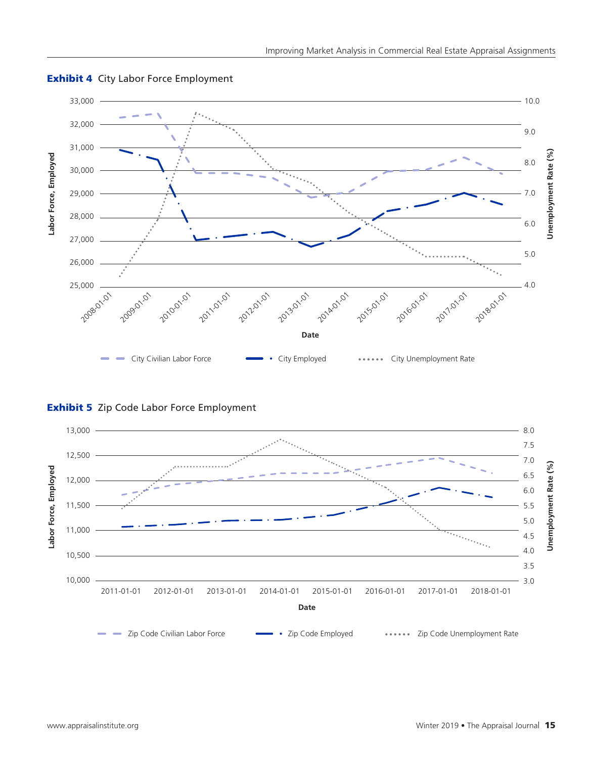**Exhibit 4** City Labor Force Employment

**Exhibit 5** Zip Code Labor Force Employment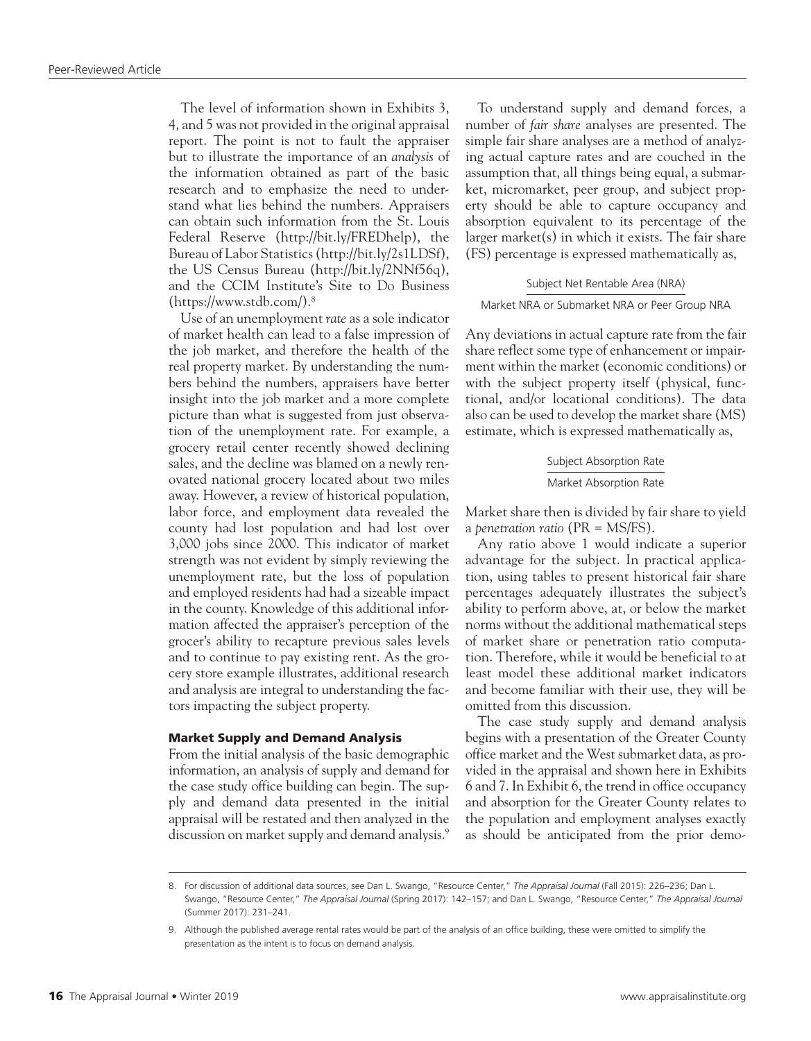The level of information shown in Exhibits 3, 4, and 5 was not provided in the original appraisal report. The point is not to fault the appraiser but to illustrate the importance of an *analysis* of the information obtained as part of the basic research and to emphasize the need to understand what lies behind the numbers. Appraisers can obtain such information from the St. Louis Federal Reserve (http://bit.ly/FREDhelp), the Bureau of Labor Statistics (http://bit.ly/2s1LDSf), the US Census Bureau (http://bit.ly/2NNf56q), and the CCIM Institute's Site to Do Business (https://www.stdb.com/).[8]

Use of an unemployment *rate* as a sole indicator of market health can lead to a false impression of the job market, and therefore the health of the real property market. By understanding the numbers behind the numbers, appraisers have better insight into the job market and a more complete picture than what is suggested from just observation of the unemployment rate. For example, a grocery retail center recently showed declining sales, and the decline was blamed on a newly renovated national grocery located about two miles away. However, a review of historical population, labor force, and employment data revealed the county had lost population and had lost over 3,000 jobs since 2000. This indicator of market strength was not evident by simply reviewing the unemployment rate, but the loss of population and employed residents had had a sizeable impact in the county. Knowledge of this additional information affected the appraiser's perception of the grocer's ability to recapture previous sales levels and to continue to pay existing rent. As the grocery store example illustrates, additional research and analysis are integral to understanding the factors impacting the subject property.

### Market Supply and Demand Analysis

From the initial analysis of the basic demographic information, an analysis of supply and demand for the case study office building can begin. The supply and demand data presented in the initial appraisal will be restated and then analyzed in the discussion on market supply and demand analysis.[9]

To understand supply and demand forces, a number of *fair share* analyses are presented. The simple fair share analyses are a method of analyzing actual capture rates and are couched in the assumption that, all things being equal, a submarket, micromarket, peer group, and subject property should be able to capture occupancy and absorption equivalent to its percentage of the larger market(s) in which it exists. The fair share (FS) percentage is expressed mathematically as,

$$\frac{\text{Subject Net Rentable Area (NRA)}}{\text{Market NRA or Submarket NRA or Peer Group NRA}}$$

Any deviations in actual capture rate from the fair share reflect some type of enhancement or impairment within the market (economic conditions) or with the subject property itself (physical, functional, and/or locational conditions). The data also can be used to develop the market share (MS) estimate, which is expressed mathematically as,

$$\frac{\text{Subject Absorption Rate}}{\text{Market Absorption Rate}}$$

Market share then is divided by fair share to yield a *penetration ratio* (PR = MS/FS).

Any ratio above 1 would indicate a superior advantage for the subject. In practical application, using tables to present historical fair share percentages adequately illustrates the subject's ability to perform above, at, or below the market norms without the additional mathematical steps of market share or penetration ratio computation. Therefore, while it would be beneficial to at least model these additional market indicators and become familiar with their use, they will be omitted from this discussion.

The case study supply and demand analysis begins with a presentation of the Greater County office market and the West submarket data, as provided in the appraisal and shown here in Exhibits 6 and 7. In Exhibit 6, the trend in office occupancy and absorption for the Greater County relates to the population and employment analyses exactly as should be anticipated from the prior demo-

---

8. For discussion of additional data sources, see Dan L. Swango, "Resource Center," *The Appraisal Journal* (Fall 2015): 226–236; Dan L. Swango, "Resource Center," *The Appraisal Journal* (Spring 2017): 142–157; and Dan L. Swango, "Resource Center," *The Appraisal Journal* (Summer 2017): 231–241.

9. Although the published average rental rates would be part of the analysis of an office building, these were omitted to simplify the presentation as the intent is to focus on demand analysis.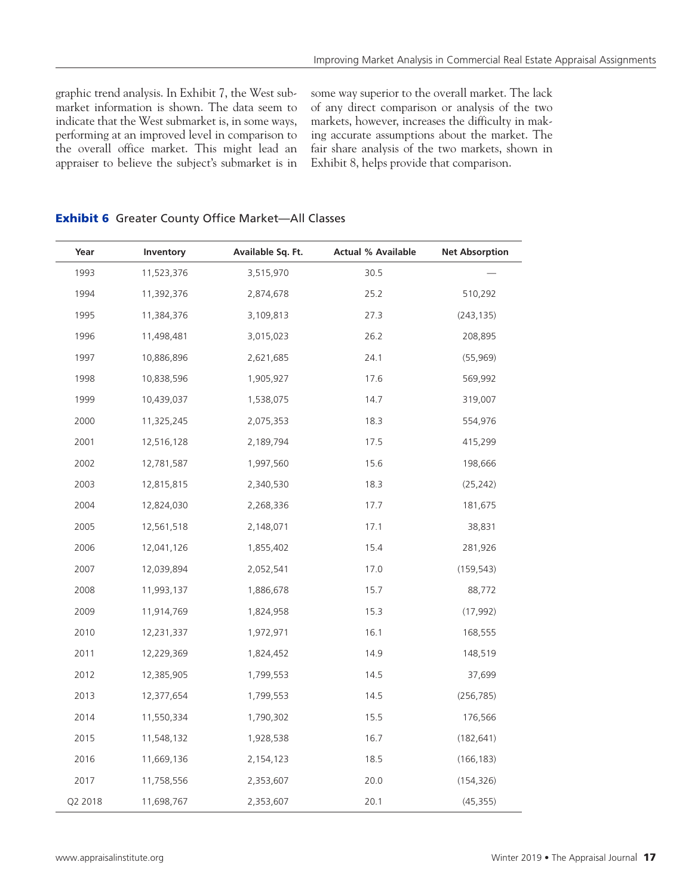graphic trend analysis. In Exhibit 7, the West submarket information is shown. The data seem to indicate that the West submarket is, in some ways, performing at an improved level in comparison to the overall office market. This might lead an appraiser to believe the subject's submarket is in some way superior to the overall market. The lack of any direct comparison or analysis of the two markets, however, increases the difficulty in making accurate assumptions about the market. The fair share analysis of the two markets, shown in Exhibit 8, helps provide that comparison.

**Exhibit 6** Greater County Office Market—All Classes

| Year | Inventory | Available Sq. Ft. | Actual % Available | Net Absorption |
|---|---|---|---|---|
| 1993 | 11,523,376 | 3,515,970 | 30.5 | — |
| 1994 | 11,392,376 | 2,874,678 | 25.2 | 510,292 |
| 1995 | 11,384,376 | 3,109,813 | 27.3 | (243,135) |
| 1996 | 11,498,481 | 3,015,023 | 26.2 | 208,895 |
| 1997 | 10,886,896 | 2,621,685 | 24.1 | (55,969) |
| 1998 | 10,838,596 | 1,905,927 | 17.6 | 569,992 |
| 1999 | 10,439,037 | 1,538,075 | 14.7 | 319,007 |
| 2000 | 11,325,245 | 2,075,353 | 18.3 | 554,976 |
| 2001 | 12,516,128 | 2,189,794 | 17.5 | 415,299 |
| 2002 | 12,781,587 | 1,997,560 | 15.6 | 198,666 |
| 2003 | 12,815,815 | 2,340,530 | 18.3 | (25,242) |
| 2004 | 12,824,030 | 2,268,336 | 17.7 | 181,675 |
| 2005 | 12,561,518 | 2,148,071 | 17.1 | 38,831 |
| 2006 | 12,041,126 | 1,855,402 | 15.4 | 281,926 |
| 2007 | 12,039,894 | 2,052,541 | 17.0 | (159,543) |
| 2008 | 11,993,137 | 1,886,678 | 15.7 | 88,772 |
| 2009 | 11,914,769 | 1,824,958 | 15.3 | (17,992) |
| 2010 | 12,231,337 | 1,972,971 | 16.1 | 168,555 |
| 2011 | 12,229,369 | 1,824,452 | 14.9 | 148,519 |
| 2012 | 12,385,905 | 1,799,553 | 14.5 | 37,699 |
| 2013 | 12,377,654 | 1,799,553 | 14.5 | (256,785) |
| 2014 | 11,550,334 | 1,790,302 | 15.5 | 176,566 |
| 2015 | 11,548,132 | 1,928,538 | 16.7 | (182,641) |
| 2016 | 11,669,136 | 2,154,123 | 18.5 | (166,183) |
| 2017 | 11,758,556 | 2,353,607 | 20.0 | (154,326) |
| Q2 2018 | 11,698,767 | 2,353,607 | 20.1 | (45,355) |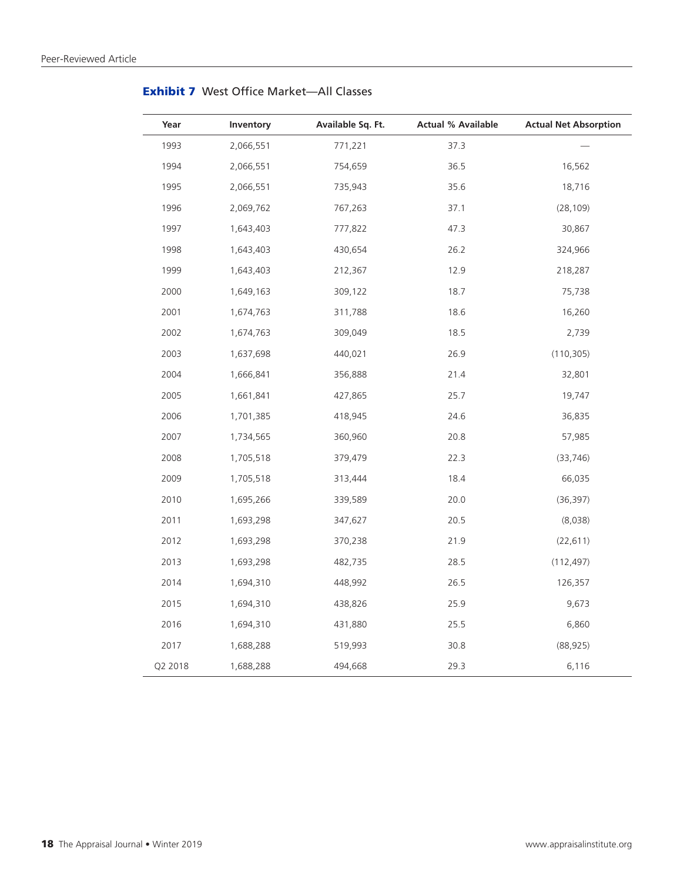**Exhibit 7** West Office Market—All Classes

| Year | Inventory | Available Sq. Ft. | Actual % Available | Actual Net Absorption |
|---|---|---|---|---|
| 1993 | 2,066,551 | 771,221 | 37.3 | — |
| 1994 | 2,066,551 | 754,659 | 36.5 | 16,562 |
| 1995 | 2,066,551 | 735,943 | 35.6 | 18,716 |
| 1996 | 2,069,762 | 767,263 | 37.1 | (28,109) |
| 1997 | 1,643,403 | 777,822 | 47.3 | 30,867 |
| 1998 | 1,643,403 | 430,654 | 26.2 | 324,966 |
| 1999 | 1,643,403 | 212,367 | 12.9 | 218,287 |
| 2000 | 1,649,163 | 309,122 | 18.7 | 75,738 |
| 2001 | 1,674,763 | 311,788 | 18.6 | 16,260 |
| 2002 | 1,674,763 | 309,049 | 18.5 | 2,739 |
| 2003 | 1,637,698 | 440,021 | 26.9 | (110,305) |
| 2004 | 1,666,841 | 356,888 | 21.4 | 32,801 |
| 2005 | 1,661,841 | 427,865 | 25.7 | 19,747 |
| 2006 | 1,701,385 | 418,945 | 24.6 | 36,835 |
| 2007 | 1,734,565 | 360,960 | 20.8 | 57,985 |
| 2008 | 1,705,518 | 379,479 | 22.3 | (33,746) |
| 2009 | 1,705,518 | 313,444 | 18.4 | 66,035 |
| 2010 | 1,695,266 | 339,589 | 20.0 | (36,397) |
| 2011 | 1,693,298 | 347,627 | 20.5 | (8,038) |
| 2012 | 1,693,298 | 370,238 | 21.9 | (22,611) |
| 2013 | 1,693,298 | 482,735 | 28.5 | (112,497) |
| 2014 | 1,694,310 | 448,992 | 26.5 | 126,357 |
| 2015 | 1,694,310 | 438,826 | 25.9 | 9,673 |
| 2016 | 1,694,310 | 431,880 | 25.5 | 6,860 |
| 2017 | 1,688,288 | 519,993 | 30.8 | (88,925) |
| Q2 2018 | 1,688,288 | 494,668 | 29.3 | 6,116 |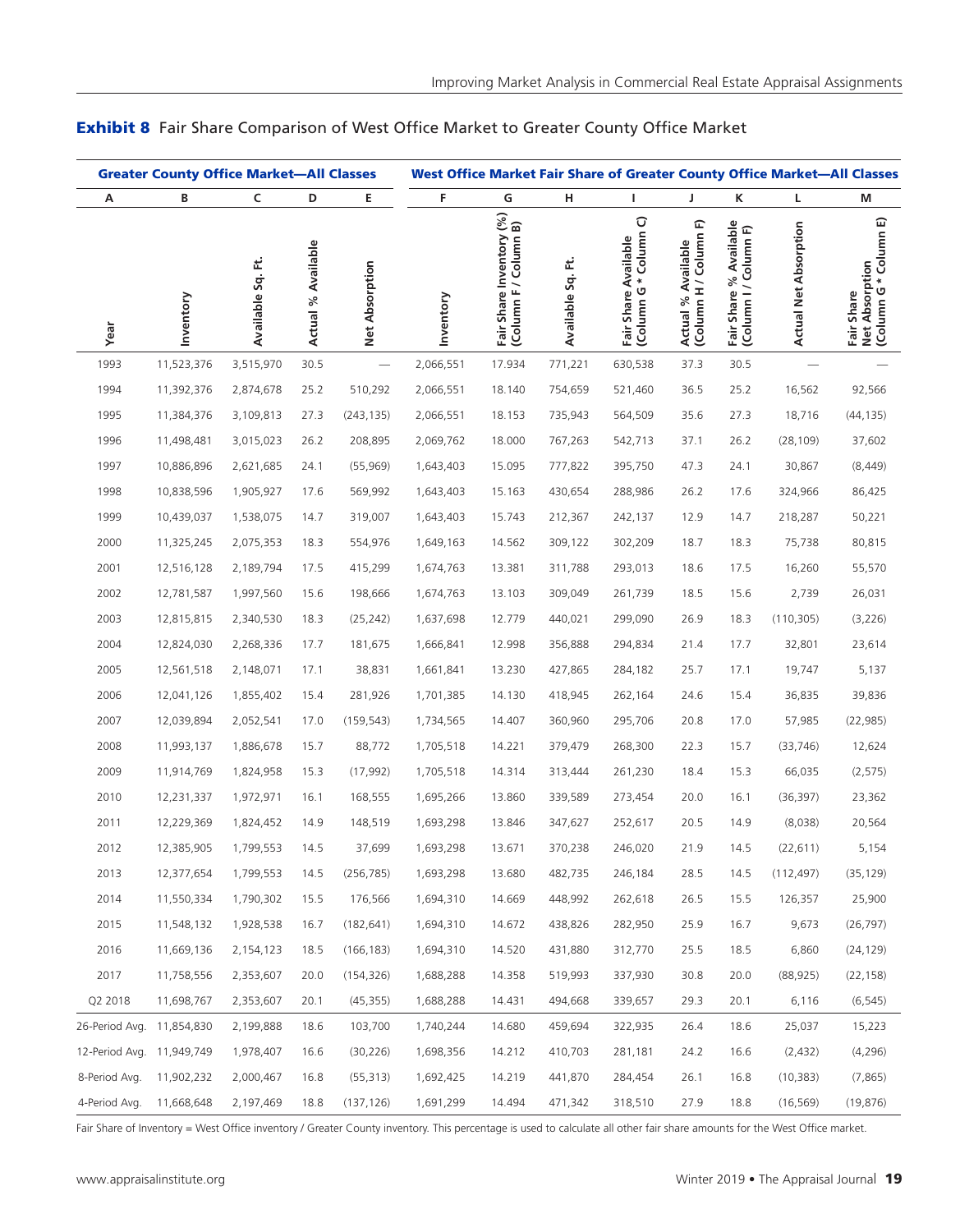**Exhibit 8** Fair Share Comparison of West Office Market to Greater County Office Market

| Greater County Office Market—All Classes | | | | | West Office Market Fair Share of Greater County Office Market—All Classes | | | | | | | |
|---|---|---|---|---|---|---|---|---|---|---|---|---|
| A | B | C | D | E | F | G | H | I | J | K | L | M |
| Year | Inventory | Available Sq. Ft. | Actual % Available | Net Absorption | Inventory | Fair Share Inventory (%) (Column F / Column B) | Available Sq. Ft. | Fair Share Available (Column G * Column C) | Actual % Available (Column H / Column F) | Fair Share % Available (Column I / Column F) | Actual Net Absorption | Fair Share Net Absorption (Column G * Column E) |
| 1993 | 11,523,376 | 3,515,970 | 30.5 | — | 2,066,551 | 17.934 | 771,221 | 630,538 | 37.3 | 30.5 | — | — |
| 1994 | 11,392,376 | 2,874,678 | 25.2 | 510,292 | 2,066,551 | 18.140 | 754,659 | 521,460 | 36.5 | 25.2 | 16,562 | 92,566 |
| 1995 | 11,384,376 | 3,109,813 | 27.3 | (243,135) | 2,066,551 | 18.153 | 735,943 | 564,509 | 35.6 | 27.3 | 18,716 | (44,135) |
| 1996 | 11,498,481 | 3,015,023 | 26.2 | 208,895 | 2,069,762 | 18.000 | 767,263 | 542,713 | 37.1 | 26.2 | (28,109) | 37,602 |
| 1997 | 10,886,896 | 2,621,685 | 24.1 | (55,969) | 1,643,403 | 15.095 | 777,822 | 395,750 | 47.3 | 24.1 | 30,867 | (8,449) |
| 1998 | 10,838,596 | 1,905,927 | 17.6 | 569,992 | 1,643,403 | 15.163 | 430,654 | 288,986 | 26.2 | 17.6 | 324,966 | 86,425 |
| 1999 | 10,439,037 | 1,538,075 | 14.7 | 319,007 | 1,643,403 | 15.743 | 212,367 | 242,137 | 12.9 | 14.7 | 218,287 | 50,221 |
| 2000 | 11,325,245 | 2,075,353 | 18.3 | 554,976 | 1,649,163 | 14.562 | 309,122 | 302,209 | 18.7 | 18.3 | 75,738 | 80,815 |
| 2001 | 12,516,128 | 2,189,794 | 17.5 | 415,299 | 1,674,763 | 13.381 | 311,788 | 293,013 | 18.6 | 17.5 | 16,260 | 55,570 |
| 2002 | 12,781,587 | 1,997,560 | 15.6 | 198,666 | 1,674,763 | 13.103 | 309,049 | 261,739 | 18.5 | 15.6 | 2,739 | 26,031 |
| 2003 | 12,815,815 | 2,340,530 | 18.3 | (25,242) | 1,637,698 | 12.779 | 440,021 | 299,090 | 26.9 | 18.3 | (110,305) | (3,226) |
| 2004 | 12,824,030 | 2,268,336 | 17.7 | 181,675 | 1,666,841 | 12.998 | 356,888 | 294,834 | 21.4 | 17.7 | 32,801 | 23,614 |
| 2005 | 12,561,518 | 2,148,071 | 17.1 | 38,831 | 1,661,841 | 13.230 | 427,865 | 284,182 | 25.7 | 17.1 | 19,747 | 5,137 |
| 2006 | 12,041,126 | 1,855,402 | 15.4 | 281,926 | 1,701,385 | 14.130 | 418,945 | 262,164 | 24.6 | 15.4 | 36,835 | 39,836 |
| 2007 | 12,039,894 | 2,052,541 | 17.0 | (159,543) | 1,734,565 | 14.407 | 360,960 | 295,706 | 20.8 | 17.0 | 57,985 | (22,985) |
| 2008 | 11,993,137 | 1,886,678 | 15.7 | 88,772 | 1,705,518 | 14.221 | 379,479 | 268,300 | 22.3 | 15.7 | (33,746) | 12,624 |
| 2009 | 11,914,769 | 1,824,958 | 15.3 | (17,992) | 1,705,518 | 14.314 | 313,444 | 261,230 | 18.4 | 15.3 | 66,035 | (2,575) |
| 2010 | 12,231,337 | 1,972,971 | 16.1 | 168,555 | 1,695,266 | 13.860 | 339,589 | 273,454 | 20.0 | 16.1 | (36,397) | 23,362 |
| 2011 | 12,229,369 | 1,824,452 | 14.9 | 148,519 | 1,693,298 | 13.846 | 347,627 | 252,617 | 20.5 | 14.9 | (8,038) | 20,564 |
| 2012 | 12,385,905 | 1,799,553 | 14.5 | 37,699 | 1,693,298 | 13.671 | 370,238 | 246,020 | 21.9 | 14.5 | (22,611) | 5,154 |
| 2013 | 12,377,654 | 1,799,553 | 14.5 | (256,785) | 1,693,298 | 13.680 | 482,735 | 246,184 | 28.5 | 14.5 | (112,497) | (35,129) |
| 2014 | 11,550,334 | 1,790,302 | 15.5 | 176,566 | 1,694,310 | 14.669 | 448,992 | 262,618 | 26.5 | 15.5 | 126,357 | 25,900 |
| 2015 | 11,548,132 | 1,928,538 | 16.7 | (182,641) | 1,694,310 | 14.672 | 438,826 | 282,950 | 25.9 | 16.7 | 9,673 | (26,797) |
| 2016 | 11,669,136 | 2,154,123 | 18.5 | (166,183) | 1,694,310 | 14.520 | 431,880 | 312,770 | 25.5 | 18.5 | 6,860 | (24,129) |
| 2017 | 11,758,556 | 2,353,607 | 20.0 | (154,326) | 1,688,288 | 14.358 | 519,993 | 337,930 | 30.8 | 20.0 | (88,925) | (22,158) |
| Q2 2018 | 11,698,767 | 2,353,607 | 20.1 | (45,355) | 1,688,288 | 14.431 | 494,668 | 339,657 | 29.3 | 20.1 | 6,116 | (6,545) |
| 26-Period Avg. | 11,854,830 | 2,199,888 | 18.6 | 103,700 | 1,740,244 | 14.680 | 459,694 | 322,935 | 26.4 | 18.6 | 25,037 | 15,223 |
| 12-Period Avg. | 11,949,749 | 1,978,407 | 16.6 | (30,226) | 1,698,356 | 14.212 | 410,703 | 281,181 | 24.2 | 16.6 | (2,432) | (4,296) |
| 8-Period Avg. | 11,902,232 | 2,000,467 | 16.8 | (55,313) | 1,692,425 | 14.219 | 441,870 | 284,454 | 26.1 | 16.8 | (10,383) | (7,865) |
| 4-Period Avg. | 11,668,648 | 2,197,469 | 18.8 | (137,126) | 1,691,299 | 14.494 | 471,342 | 318,510 | 27.9 | 18.8 | (16,569) | (19,876) |

Fair Share of Inventory = West Office inventory / Greater County inventory. This percentage is used to calculate all other fair share amounts for the West Office market.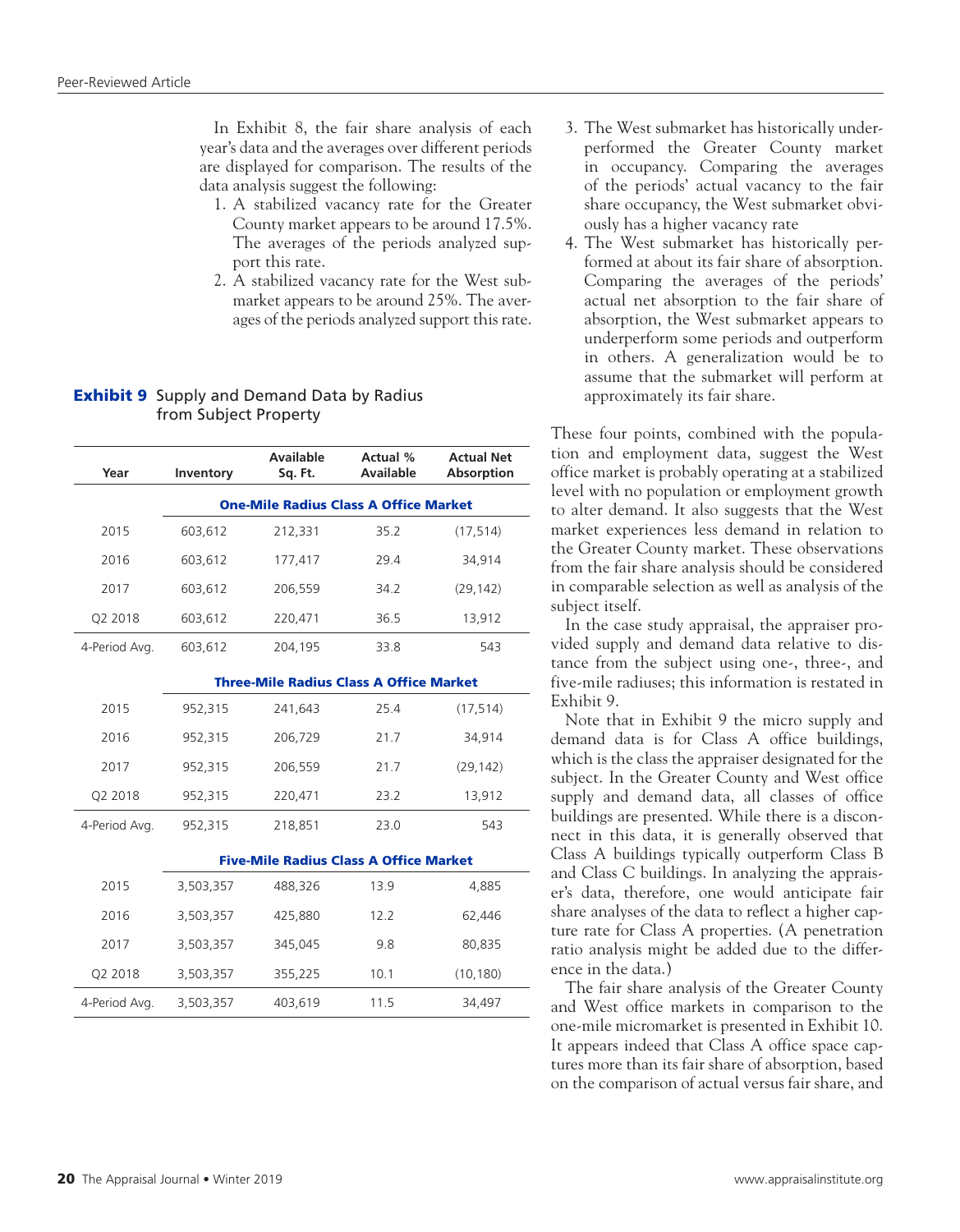In Exhibit 8, the fair share analysis of each year's data and the averages over different periods are displayed for comparison. The results of the data analysis suggest the following:

1. A stabilized vacancy rate for the Greater County market appears to be around 17.5%. The averages of the periods analyzed support this rate.
2. A stabilized vacancy rate for the West submarket appears to be around 25%. The averages of the periods analyzed support this rate.
3. The West submarket has historically underperformed the Greater County market in occupancy. Comparing the averages of the periods' actual vacancy to the fair share occupancy, the West submarket obviously has a higher vacancy rate
4. The West submarket has historically performed at about its fair share of absorption. Comparing the averages of the periods' actual net absorption to the fair share of absorption, the West submarket appears to underperform some periods and outperform in others. A generalization would be to assume that the submarket will perform at approximately its fair share.

These four points, combined with the population and employment data, suggest the West office market is probably operating at a stabilized level with no population or employment growth to alter demand. It also suggests that the West market experiences less demand in relation to the Greater County market. These observations from the fair share analysis should be considered in comparable selection as well as analysis of the subject itself.

In the case study appraisal, the appraiser provided supply and demand data relative to distance from the subject using one-, three-, and five-mile radiuses; this information is restated in Exhibit 9.

**Exhibit 9** Supply and Demand Data by Radius from Subject Property

| Year | Inventory | Available Sq. Ft. | Actual % Available | Actual Net Absorption |
|---|---|---|---|---|
| | **One-Mile Radius Class A Office Market** | | | |
| 2015 | 603,612 | 212,331 | 35.2 | (17,514) |
| 2016 | 603,612 | 177,417 | 29.4 | 34,914 |
| 2017 | 603,612 | 206,559 | 34.2 | (29,142) |
| Q2 2018 | 603,612 | 220,471 | 36.5 | 13,912 |
| 4-Period Avg. | 603,612 | 204,195 | 33.8 | 543 |
| | **Three-Mile Radius Class A Office Market** | | | |
| 2015 | 952,315 | 241,643 | 25.4 | (17,514) |
| 2016 | 952,315 | 206,729 | 21.7 | 34,914 |
| 2017 | 952,315 | 206,559 | 21.7 | (29,142) |
| Q2 2018 | 952,315 | 220,471 | 23.2 | 13,912 |
| 4-Period Avg. | 952,315 | 218,851 | 23.0 | 543 |
| | **Five-Mile Radius Class A Office Market** | | | |
| 2015 | 3,503,357 | 488,326 | 13.9 | 4,885 |
| 2016 | 3,503,357 | 425,880 | 12.2 | 62,446 |
| 2017 | 3,503,357 | 345,045 | 9.8 | 80,835 |
| Q2 2018 | 3,503,357 | 355,225 | 10.1 | (10,180) |
| 4-Period Avg. | 3,503,357 | 403,619 | 11.5 | 34,497 |

Note that in Exhibit 9 the micro supply and demand data is for Class A office buildings, which is the class the appraiser designated for the subject. In the Greater County and West office supply and demand data, all classes of office buildings are presented. While there is a disconnect in this data, it is generally observed that Class A buildings typically outperform Class B and Class C buildings. In analyzing the appraiser's data, therefore, one would anticipate fair share analyses of the data to reflect a higher capture rate for Class A properties. (A penetration ratio analysis might be added due to the difference in the data.)

The fair share analysis of the Greater County and West office markets in comparison to the one-mile micromarket is presented in Exhibit 10. It appears indeed that Class A office space captures more than its fair share of absorption, based on the comparison of actual versus fair share, and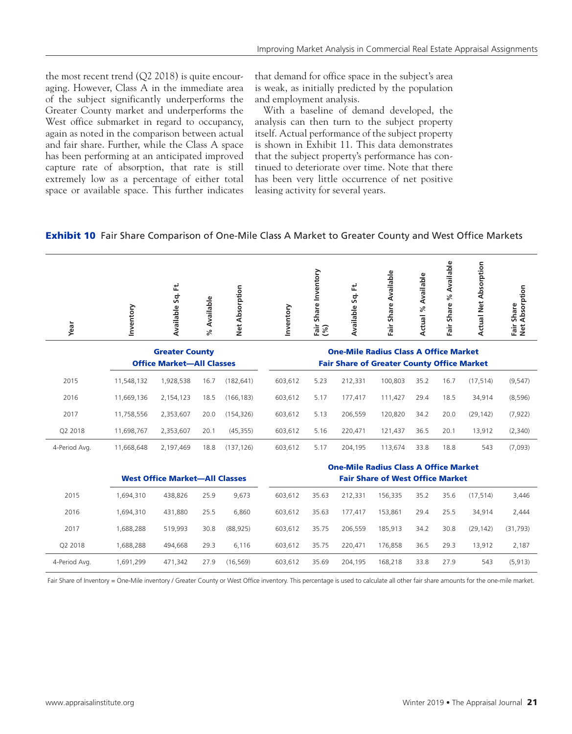the most recent trend (Q2 2018) is quite encouraging. However, Class A in the immediate area of the subject significantly underperforms the Greater County market and underperforms the West office submarket in regard to occupancy, again as noted in the comparison between actual and fair share. Further, while the Class A space has been performing at an anticipated improved capture rate of absorption, that rate is still extremely low as a percentage of either total space or available space. This further indicates that demand for office space in the subject's area is weak, as initially predicted by the population and employment analysis.

With a baseline of demand developed, the analysis can then turn to the subject property itself. Actual performance of the subject property is shown in Exhibit 11. This data demonstrates that the subject property's performance has continued to deteriorate over time. Note that there has been very little occurrence of net positive leasing activity for several years.

**Exhibit 10** Fair Share Comparison of One-Mile Class A Market to Greater County and West Office Markets

| Year | Inventory | Available Sq. Ft. | % Available | Net Absorption | Inventory | Fair Share Inventory (%) | Available Sq. Ft. | Fair Share Available | Actual % Available | Fair Share % Available | Actual Net Absorption | Fair Share Net Absorption |
|---|---|---|---|---|---|---|---|---|---|---|---|---|
| | **Greater County Office Market—All Classes** | | | | **One-Mile Radius Class A Office Market Fair Share of Greater County Office Market** | | | | | | | |
| 2015 | 11,548,132 | 1,928,538 | 16.7 | (182,641) | 603,612 | 5.23 | 212,331 | 100,803 | 35.2 | 16.7 | (17,514) | (9,547) |
| 2016 | 11,669,136 | 2,154,123 | 18.5 | (166,183) | 603,612 | 5.17 | 177,417 | 111,427 | 29.4 | 18.5 | 34,914 | (8,596) |
| 2017 | 11,758,556 | 2,353,607 | 20.0 | (154,326) | 603,612 | 5.13 | 206,559 | 120,820 | 34.2 | 20.0 | (29,142) | (7,922) |
| Q2 2018 | 11,698,767 | 2,353,607 | 20.1 | (45,355) | 603,612 | 5.16 | 220,471 | 121,437 | 36.5 | 20.1 | 13,912 | (2,340) |
| 4-Period Avg. | 11,668,648 | 2,197,469 | 18.8 | (137,126) | 603,612 | 5.17 | 204,195 | 113,674 | 33.8 | 18.8 | 543 | (7,093) |
| | **West Office Market—All Classes** | | | | **One-Mile Radius Class A Office Market Fair Share of West Office Market** | | | | | | | |
| 2015 | 1,694,310 | 438,826 | 25.9 | 9,673 | 603,612 | 35.63 | 212,331 | 156,335 | 35.2 | 35.6 | (17,514) | 3,446 |
| 2016 | 1,694,310 | 431,880 | 25.5 | 6,860 | 603,612 | 35.63 | 177,417 | 153,861 | 29.4 | 25.5 | 34,914 | 2,444 |
| 2017 | 1,688,288 | 519,993 | 30.8 | (88,925) | 603,612 | 35.75 | 206,559 | 185,913 | 34.2 | 30.8 | (29,142) | (31,793) |
| Q2 2018 | 1,688,288 | 494,668 | 29.3 | 6,116 | 603,612 | 35.75 | 220,471 | 176,858 | 36.5 | 29.3 | 13,912 | 2,187 |
| 4-Period Avg. | 1,691,299 | 471,342 | 27.9 | (16,569) | 603,612 | 35.69 | 204,195 | 168,218 | 33.8 | 27.9 | 543 | (5,913) |

Fair Share of Inventory = One-Mile inventory / Greater County or West Office inventory. This percentage is used to calculate all other fair share amounts for the one-mile market.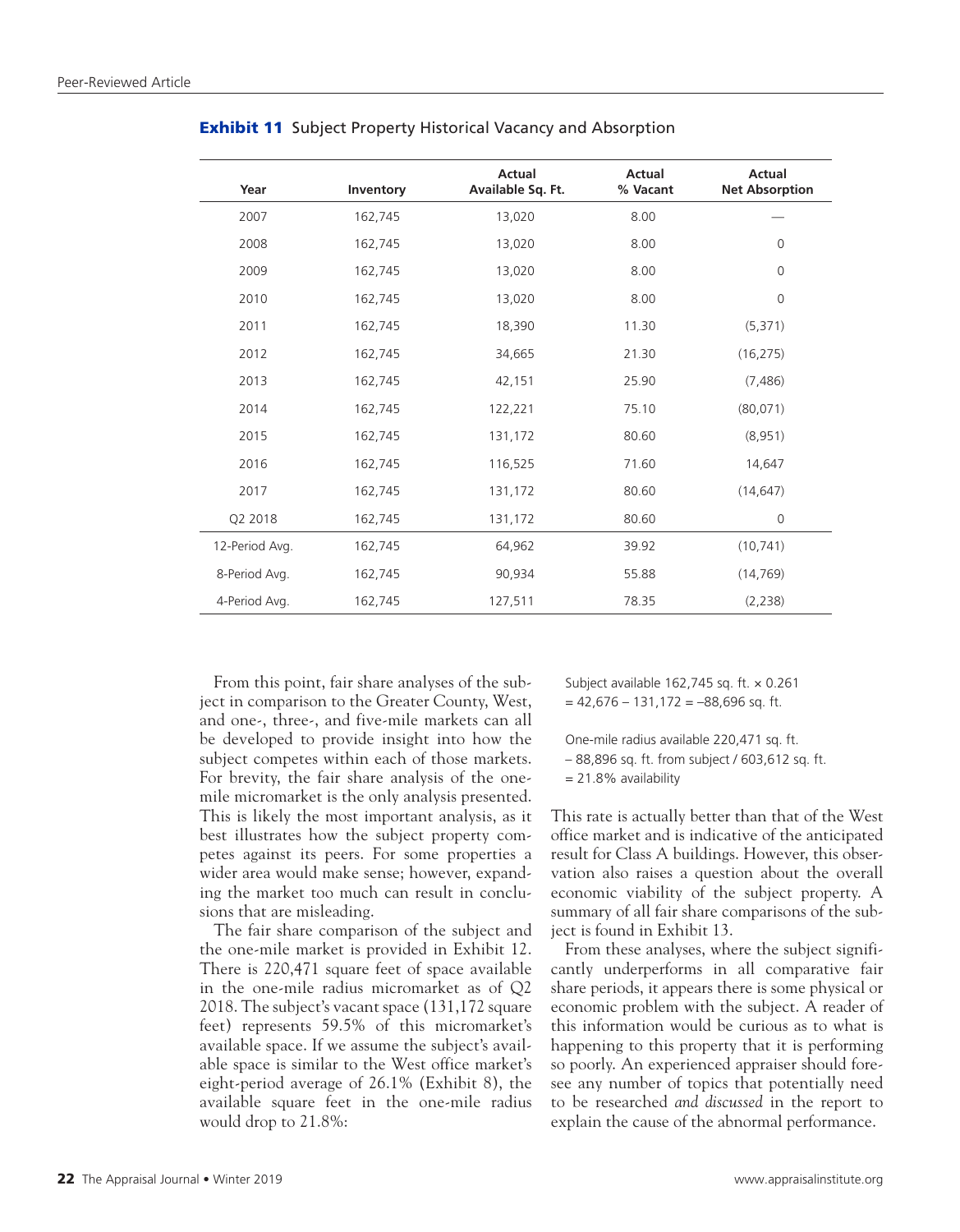**Exhibit 11** Subject Property Historical Vacancy and Absorption

| Year | Inventory | Actual Available Sq. Ft. | Actual % Vacant | Actual Net Absorption |
|---|---|---|---|---|
| 2007 | 162,745 | 13,020 | 8.00 | — |
| 2008 | 162,745 | 13,020 | 8.00 | 0 |
| 2009 | 162,745 | 13,020 | 8.00 | 0 |
| 2010 | 162,745 | 13,020 | 8.00 | 0 |
| 2011 | 162,745 | 18,390 | 11.30 | (5,371) |
| 2012 | 162,745 | 34,665 | 21.30 | (16,275) |
| 2013 | 162,745 | 42,151 | 25.90 | (7,486) |
| 2014 | 162,745 | 122,221 | 75.10 | (80,071) |
| 2015 | 162,745 | 131,172 | 80.60 | (8,951) |
| 2016 | 162,745 | 116,525 | 71.60 | 14,647 |
| 2017 | 162,745 | 131,172 | 80.60 | (14,647) |
| Q2 2018 | 162,745 | 131,172 | 80.60 | 0 |
| 12-Period Avg. | 162,745 | 64,962 | 39.92 | (10,741) |
| 8-Period Avg. | 162,745 | 90,934 | 55.88 | (14,769) |
| 4-Period Avg. | 162,745 | 127,511 | 78.35 | (2,238) |

From this point, fair share analyses of the subject in comparison to the Greater County, West, and one-, three-, and five-mile markets can all be developed to provide insight into how the subject competes within each of those markets. For brevity, the fair share analysis of the one-mile micromarket is the only analysis presented. This is likely the most important analysis, as it best illustrates how the subject property competes against its peers. For some properties a wider area would make sense; however, expanding the market too much can result in conclusions that are misleading.

The fair share comparison of the subject and the one-mile market is provided in Exhibit 12. There is 220,471 square feet of space available in the one-mile radius micromarket as of Q2 2018. The subject's vacant space (131,172 square feet) represents 59.5% of this micromarket's available space. If we assume the subject's available space is similar to the West office market's eight-period average of 26.1% (Exhibit 8), the available square feet in the one-mile radius would drop to 21.8%:

Subject available 162,745 sq. ft. × 0.261
= 42,676 – 131,172 = –88,696 sq. ft.

One-mile radius available 220,471 sq. ft.
– 88,896 sq. ft. from subject / 603,612 sq. ft.
= 21.8% availability

This rate is actually better than that of the West office market and is indicative of the anticipated result for Class A buildings. However, this observation also raises a question about the overall economic viability of the subject property. A summary of all fair share comparisons of the subject is found in Exhibit 13.

From these analyses, where the subject significantly underperforms in all comparative fair share periods, it appears there is some physical or economic problem with the subject. A reader of this information would be curious as to what is happening to this property that it is performing so poorly. An experienced appraiser should foresee any number of topics that potentially need to be researched *and discussed* in the report to explain the cause of the abnormal performance.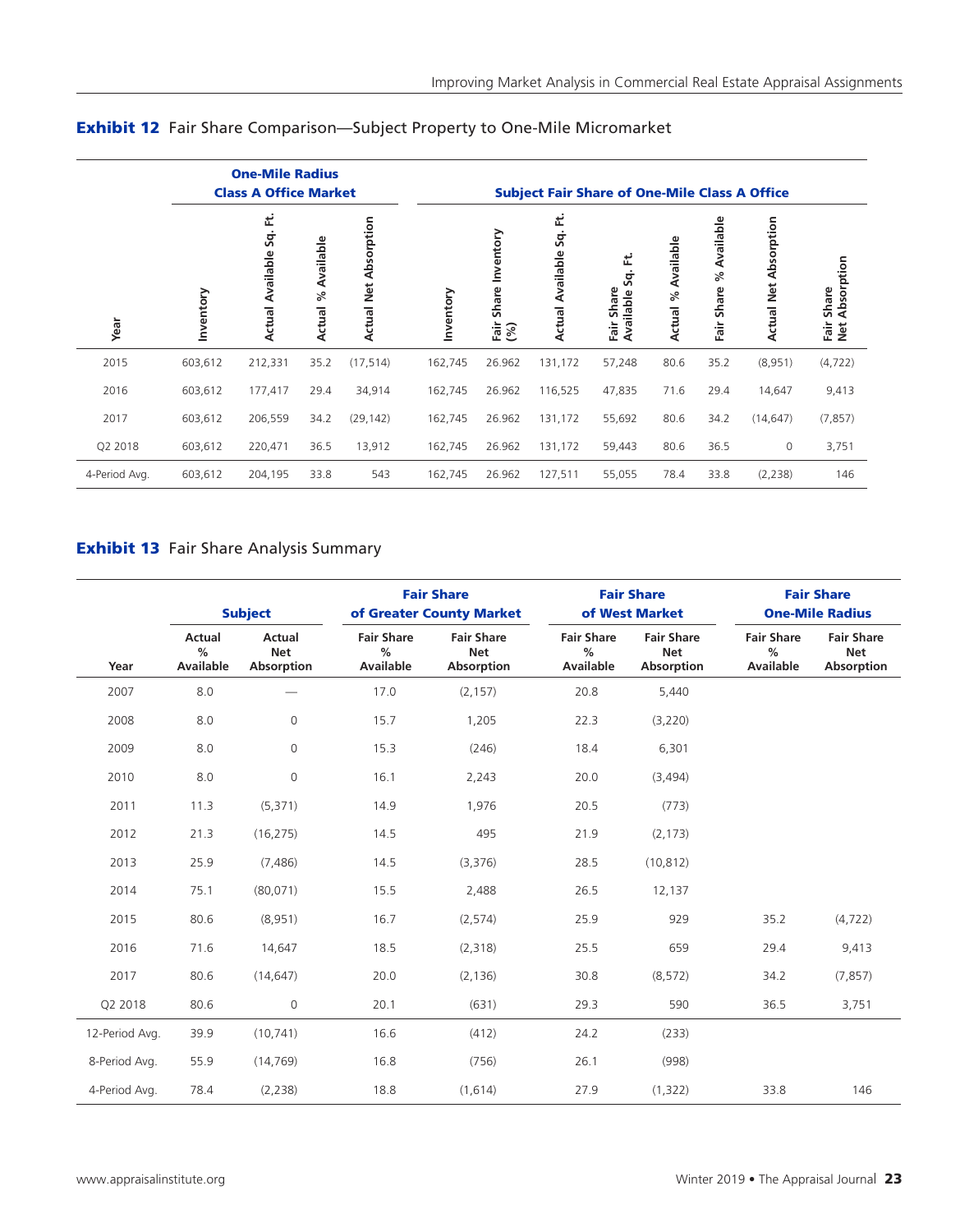**Exhibit 12** Fair Share Comparison—Subject Property to One-Mile Micromarket

| | One-Mile Radius Class A Office Market | | | | Subject Fair Share of One-Mile Class A Office | | | | | | | |
|---|---|---|---|---|---|---|---|---|---|---|---|---|
| Year | Inventory | Actual Available Sq. Ft. | Actual % Available | Actual Net Absorption | Inventory | Fair Share Inventory (%) | Actual Available Sq. Ft. | Fair Share Available Sq. Ft. | Actual % Available | Fair Share % Available | Actual Net Absorption | Fair Share Net Absorption |
| 2015 | 603,612 | 212,331 | 35.2 | (17,514) | 162,745 | 26.962 | 131,172 | 57,248 | 80.6 | 35.2 | (8,951) | (4,722) |
| 2016 | 603,612 | 177,417 | 29.4 | 34,914 | 162,745 | 26.962 | 116,525 | 47,835 | 71.6 | 29.4 | 14,647 | 9,413 |
| 2017 | 603,612 | 206,559 | 34.2 | (29,142) | 162,745 | 26.962 | 131,172 | 55,692 | 80.6 | 34.2 | (14,647) | (7,857) |
| Q2 2018 | 603,612 | 220,471 | 36.5 | 13,912 | 162,745 | 26.962 | 131,172 | 59,443 | 80.6 | 36.5 | 0 | 3,751 |
| 4-Period Avg. | 603,612 | 204,195 | 33.8 | 543 | 162,745 | 26.962 | 127,511 | 55,055 | 78.4 | 33.8 | (2,238) | 146 |

**Exhibit 13** Fair Share Analysis Summary

| | Subject | | Fair Share of Greater County Market | | Fair Share of West Market | | Fair Share One-Mile Radius | |
|---|---|---|---|---|---|---|---|---|
| Year | Actual % Available | Actual Net Absorption | Fair Share % Available | Fair Share Net Absorption | Fair Share % Available | Fair Share Net Absorption | Fair Share % Available | Fair Share Net Absorption |
| 2007 | 8.0 | — | 17.0 | (2,157) | 20.8 | 5,440 | | |
| 2008 | 8.0 | 0 | 15.7 | 1,205 | 22.3 | (3,220) | | |
| 2009 | 8.0 | 0 | 15.3 | (246) | 18.4 | 6,301 | | |
| 2010 | 8.0 | 0 | 16.1 | 2,243 | 20.0 | (3,494) | | |
| 2011 | 11.3 | (5,371) | 14.9 | 1,976 | 20.5 | (773) | | |
| 2012 | 21.3 | (16,275) | 14.5 | 495 | 21.9 | (2,173) | | |
| 2013 | 25.9 | (7,486) | 14.5 | (3,376) | 28.5 | (10,812) | | |
| 2014 | 75.1 | (80,071) | 15.5 | 2,488 | 26.5 | 12,137 | | |
| 2015 | 80.6 | (8,951) | 16.7 | (2,574) | 25.9 | 929 | 35.2 | (4,722) |
| 2016 | 71.6 | 14,647 | 18.5 | (2,318) | 25.5 | 659 | 29.4 | 9,413 |
| 2017 | 80.6 | (14,647) | 20.0 | (2,136) | 30.8 | (8,572) | 34.2 | (7,857) |
| Q2 2018 | 80.6 | 0 | 20.1 | (631) | 29.3 | 590 | 36.5 | 3,751 |
| 12-Period Avg. | 39.9 | (10,741) | 16.6 | (412) | 24.2 | (233) | | |
| 8-Period Avg. | 55.9 | (14,769) | 16.8 | (756) | 26.1 | (998) | | |
| 4-Period Avg. | 78.4 | (2,238) | 18.8 | (1,614) | 27.9 | (1,322) | 33.8 | 146 |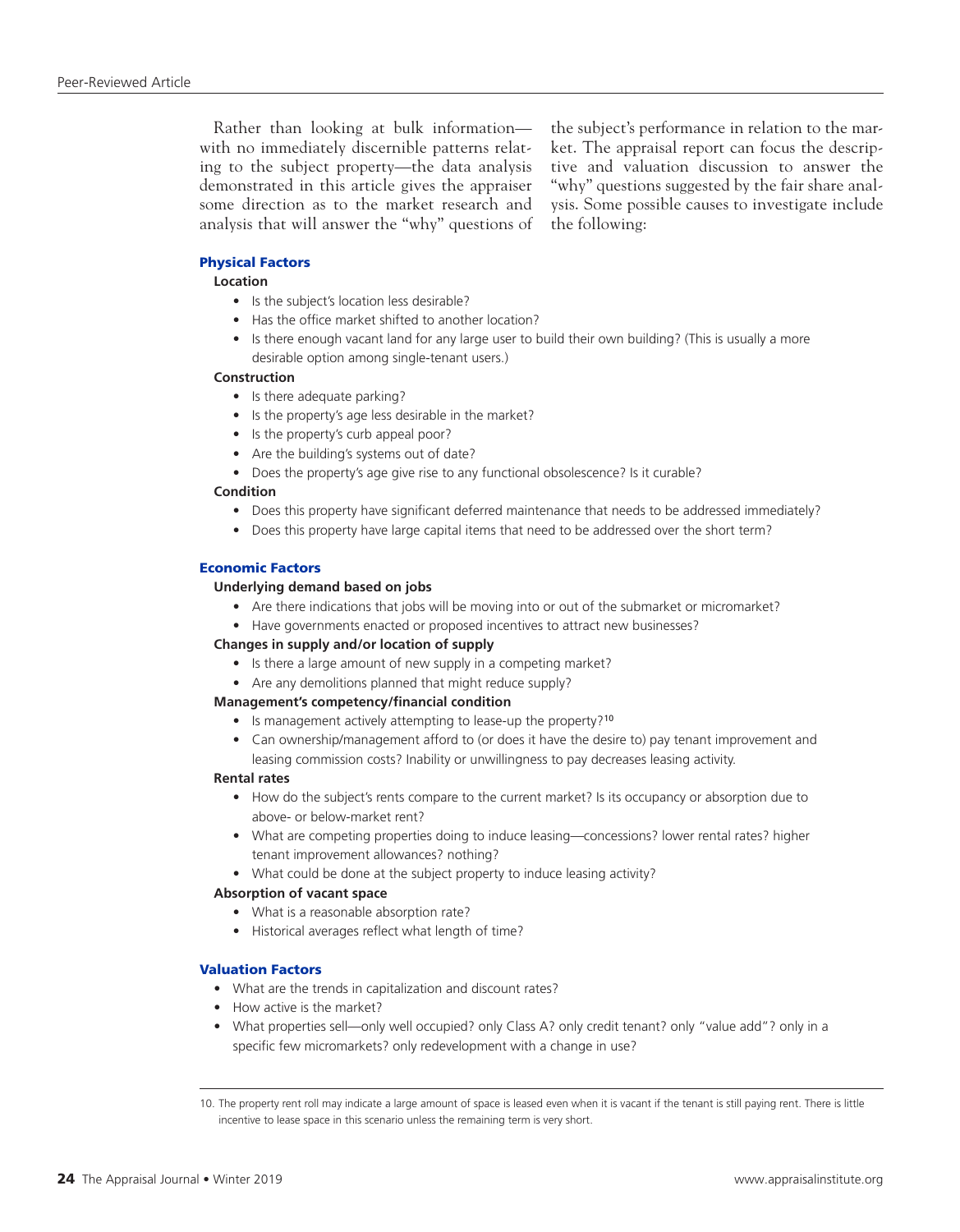Rather than looking at bulk information—with no immediately discernible patterns relating to the subject property—the data analysis demonstrated in this article gives the appraiser some direction as to the market research and analysis that will answer the "why" questions of the subject's performance in relation to the market. The appraisal report can focus the descriptive and valuation discussion to answer the "why" questions suggested by the fair share analysis. Some possible causes to investigate include the following:

### Physical Factors

**Location**

- Is the subject's location less desirable?
- Has the office market shifted to another location?
- Is there enough vacant land for any large user to build their own building? (This is usually a more desirable option among single-tenant users.)

**Construction**

- Is there adequate parking?
- Is the property's age less desirable in the market?
- Is the property's curb appeal poor?
- Are the building's systems out of date?
- Does the property's age give rise to any functional obsolescence? Is it curable?

**Condition**

- Does this property have significant deferred maintenance that needs to be addressed immediately?
- Does this property have large capital items that need to be addressed over the short term?

### Economic Factors

**Underlying demand based on jobs**

- Are there indications that jobs will be moving into or out of the submarket or micromarket?
- Have governments enacted or proposed incentives to attract new businesses?

**Changes in supply and/or location of supply**

- Is there a large amount of new supply in a competing market?
- Are any demolitions planned that might reduce supply?

**Management's competency/financial condition**

- Is management actively attempting to lease-up the property?[10]
- Can ownership/management afford to (or does it have the desire to) pay tenant improvement and leasing commission costs? Inability or unwillingness to pay decreases leasing activity.

**Rental rates**

- How do the subject's rents compare to the current market? Is its occupancy or absorption due to above- or below-market rent?
- What are competing properties doing to induce leasing—concessions? lower rental rates? higher tenant improvement allowances? nothing?
- What could be done at the subject property to induce leasing activity?

**Absorption of vacant space**

- What is a reasonable absorption rate?
- Historical averages reflect what length of time?

### Valuation Factors

- What are the trends in capitalization and discount rates?
- How active is the market?
- What properties sell—only well occupied? only Class A? only credit tenant? only "value add"? only in a specific few micromarkets? only redevelopment with a change in use?

---

10. The property rent roll may indicate a large amount of space is leased even when it is vacant if the tenant is still paying rent. There is little incentive to lease space in this scenario unless the remaining term is very short.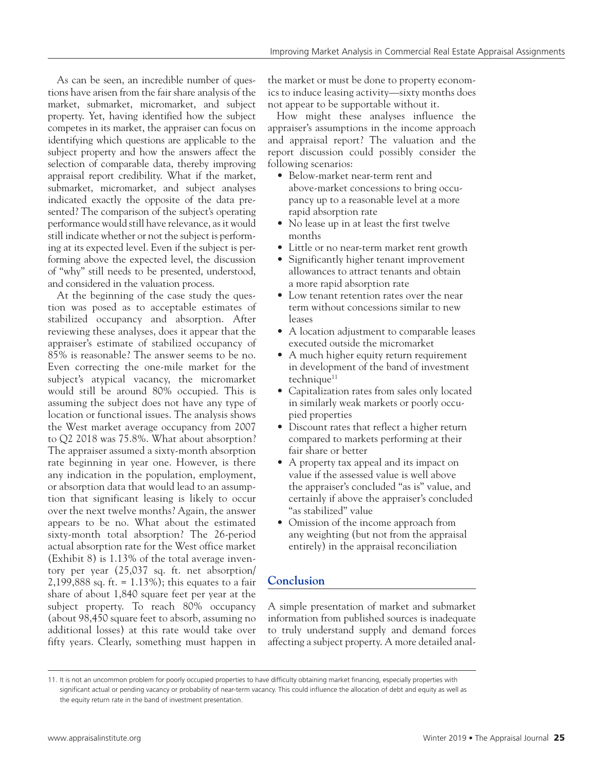As can be seen, an incredible number of questions have arisen from the fair share analysis of the market, submarket, micromarket, and subject property. Yet, having identified how the subject competes in its market, the appraiser can focus on identifying which questions are applicable to the subject property and how the answers affect the selection of comparable data, thereby improving appraisal report credibility. What if the market, submarket, micromarket, and subject analyses indicated exactly the opposite of the data presented? The comparison of the subject's operating performance would still have relevance, as it would still indicate whether or not the subject is performing at its expected level. Even if the subject is performing above the expected level, the discussion of "why" still needs to be presented, understood, and considered in the valuation process.

At the beginning of the case study the question was posed as to acceptable estimates of stabilized occupancy and absorption. After reviewing these analyses, does it appear that the appraiser's estimate of stabilized occupancy of 85% is reasonable? The answer seems to be no. Even correcting the one-mile market for the subject's atypical vacancy, the micromarket would still be around 80% occupied. This is assuming the subject does not have any type of location or functional issues. The analysis shows the West market average occupancy from 2007 to Q2 2018 was 75.8%. What about absorption? The appraiser assumed a sixty-month absorption rate beginning in year one. However, is there any indication in the population, employment, or absorption data that would lead to an assumption that significant leasing is likely to occur over the next twelve months? Again, the answer appears to be no. What about the estimated sixty-month total absorption? The 26-period actual absorption rate for the West office market (Exhibit 8) is 1.13% of the total average inventory per year (25,037 sq. ft. net absorption/ 2,199,888 sq. ft. = 1.13%); this equates to a fair share of about 1,840 square feet per year at the subject property. To reach 80% occupancy (about 98,450 square feet to absorb, assuming no additional losses) at this rate would take over fifty years. Clearly, something must happen in the market or must be done to property economics to induce leasing activity—sixty months does not appear to be supportable without it.

How might these analyses influence the appraiser's assumptions in the income approach and appraisal report? The valuation and the report discussion could possibly consider the following scenarios:

- Below-market near-term rent and above-market concessions to bring occupancy up to a reasonable level at a more rapid absorption rate
- No lease up in at least the first twelve months
- Little or no near-term market rent growth
- Significantly higher tenant improvement allowances to attract tenants and obtain a more rapid absorption rate
- Low tenant retention rates over the near term without concessions similar to new leases
- A location adjustment to comparable leases executed outside the micromarket
- A much higher equity return requirement in development of the band of investment technique[11]
- Capitalization rates from sales only located in similarly weak markets or poorly occupied properties
- Discount rates that reflect a higher return compared to markets performing at their fair share or better
- A property tax appeal and its impact on value if the assessed value is well above the appraiser's concluded "as is" value, and certainly if above the appraiser's concluded "as stabilized" value
- Omission of the income approach from any weighting (but not from the appraisal entirely) in the appraisal reconciliation

## Conclusion

A simple presentation of market and submarket information from published sources is inadequate to truly understand supply and demand forces affecting a subject property. A more detailed anal-

11. It is not an uncommon problem for poorly occupied properties to have difficulty obtaining market financing, especially properties with significant actual or pending vacancy or probability of near-term vacancy. This could influence the allocation of debt and equity as well as the equity return rate in the band of investment presentation.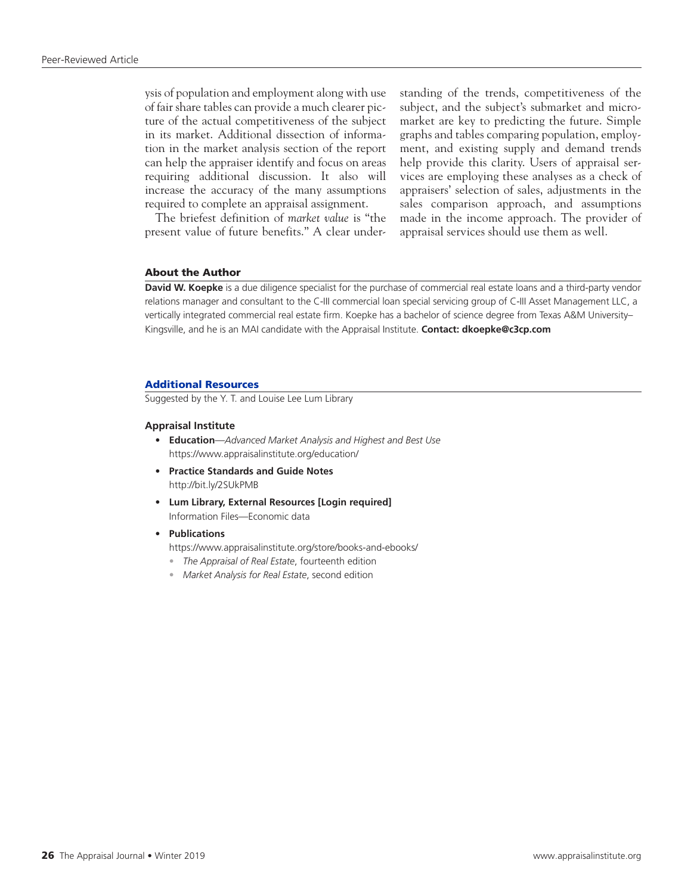ysis of population and employment along with use of fair share tables can provide a much clearer picture of the actual competitiveness of the subject in its market. Additional dissection of information in the market analysis section of the report can help the appraiser identify and focus on areas requiring additional discussion. It also will increase the accuracy of the many assumptions required to complete an appraisal assignment.

The briefest definition of *market value* is "the present value of future benefits." A clear understanding of the trends, competitiveness of the subject, and the subject's submarket and micromarket are key to predicting the future. Simple graphs and tables comparing population, employment, and existing supply and demand trends help provide this clarity. Users of appraisal services are employing these analyses as a check of appraisers' selection of sales, adjustments in the sales comparison approach, and assumptions made in the income approach. The provider of appraisal services should use them as well.

### About the Author

**David W. Koepke** is a due diligence specialist for the purchase of commercial real estate loans and a third-party vendor relations manager and consultant to the C-III commercial loan special servicing group of C-III Asset Management LLC, a vertically integrated commercial real estate firm. Koepke has a bachelor of science degree from Texas A&M University–Kingsville, and he is an MAI candidate with the Appraisal Institute. **Contact: dkoepke@c3cp.com**

### Additional Resources

Suggested by the Y. T. and Louise Lee Lum Library

**Appraisal Institute**

- **Education**—*Advanced Market Analysis and Highest and Best Use*
  https://www.appraisalinstitute.org/education/
- **Practice Standards and Guide Notes**
  http://bit.ly/2SUkPMB
- **Lum Library, External Resources [Login required]**
  Information Files—Economic data
- **Publications**
  https://www.appraisalinstitute.org/store/books-and-ebooks/
  - *The Appraisal of Real Estate*, fourteenth edition
  - *Market Analysis for Real Estate*, second edition